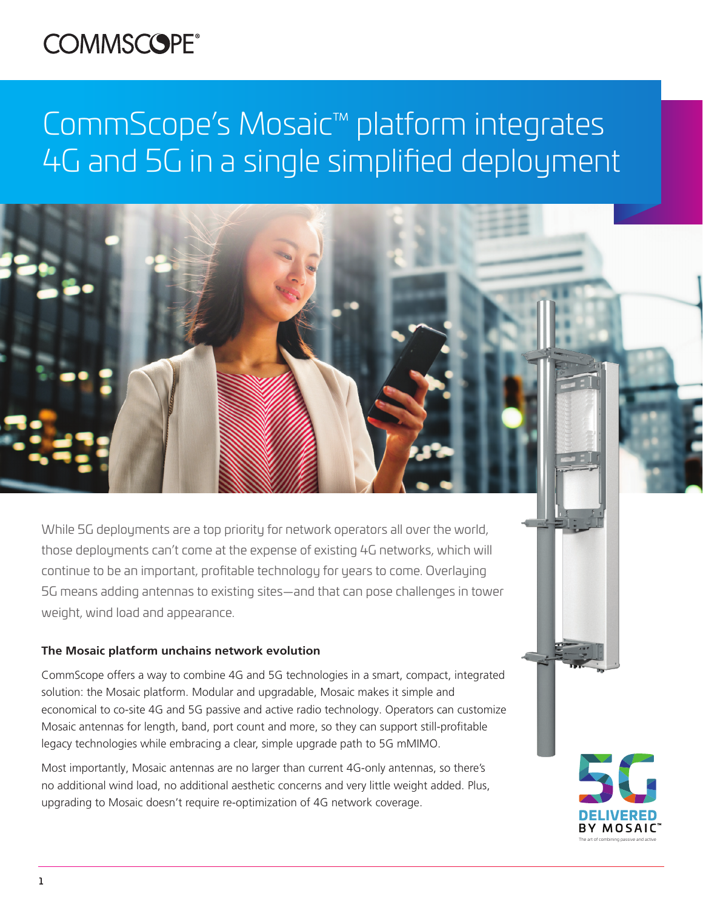# CommScope's Mosaic™ platform integrates 4G and 5G in a single simplified deployment

While 5G deployments are a top priority for network operators all over the world, those deployments can't come at the expense of existing 4G networks, which will continue to be an important, profitable technology for years to come. Overlaying 5G means adding antennas to existing sites—and that can pose challenges in tower weight, wind load and appearance.

**The Mosaic platform unchains network evolution**

CommScope offers a way to combine 4G and 5G technologies in a smart, compact, integrated solution: the Mosaic platform. Modular and upgradable, Mosaic makes it simple and economical to co-site 4G and 5G passive and active radio technology. Operators can customize Mosaic antennas for length, band, port count and more, so they can support still-profitable legacy technologies while embracing a clear, simple upgrade path to 5G mMIMO.

Most importantly, Mosaic antennas are no larger than current 4G-only antennas, so there's no additional wind load, no additional aesthetic concerns and very little weight added. Plus, upgrading to Mosaic doesn't require re-optimization of 4G network coverage.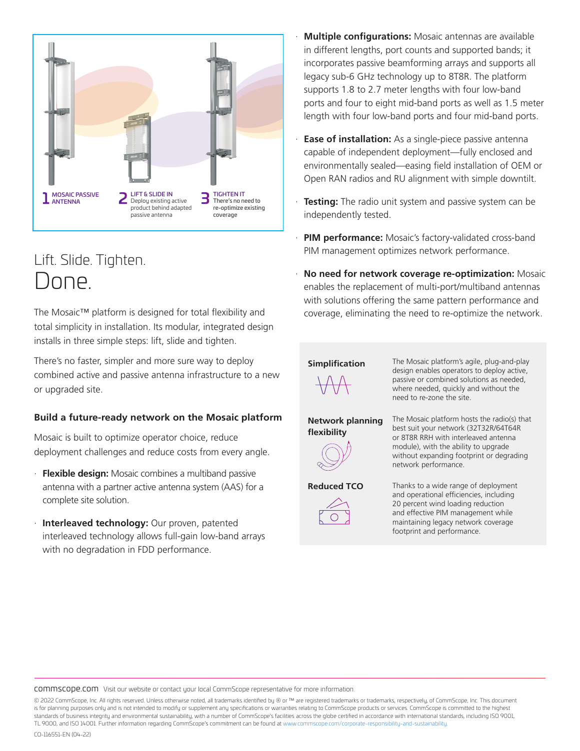1 MOSAIC PASSIVE ANTENNA

2 LIFT & SLIDE IN
Deploy existing active product behind adapted passive antenna

3 TIGHTEN IT
There's no need to re-optimize existing coverage

# Lift. Slide. Tighten. Done.

The Mosaic™ platform is designed for total flexibility and total simplicity in installation. Its modular, integrated design installs in three simple steps: lift, slide and tighten.

There's no faster, simpler and more sure way to deploy combined active and passive antenna infrastructure to a new or upgraded site.

### Build a future-ready network on the Mosaic platform

Mosaic is built to optimize operator choice, reduce deployment challenges and reduce costs from every angle.

- **Flexible design:** Mosaic combines a multiband passive antenna with a partner active antenna system (AAS) for a complete site solution.
- **Interleaved technology:** Our proven, patented interleaved technology allows full-gain low-band arrays with no degradation in FDD performance.
- **Multiple configurations:** Mosaic antennas are available in different lengths, port counts and supported bands; it incorporates passive beamforming arrays and supports all legacy sub-6 GHz technology up to 8T8R. The platform supports 1.8 to 2.7 meter lengths with four low-band ports and four to eight mid-band ports as well as 1.5 meter length with four low-band ports and four mid-band ports.
- **Ease of installation:** As a single-piece passive antenna capable of independent deployment—fully enclosed and environmentally sealed—easing field installation of OEM or Open RAN radios and RU alignment with simple downtilt.
- **Testing:** The radio unit system and passive system can be independently tested.
- **PIM performance:** Mosaic's factory-validated cross-band PIM management optimizes network performance.
- **No need for network coverage re-optimization:** Mosaic enables the replacement of multi-port/multiband antennas with solutions offering the same pattern performance and coverage, eliminating the need to re-optimize the network.

**Simplification**

The Mosaic platform's agile, plug-and-play design enables operators to deploy active, passive or combined solutions as needed, where needed, quickly and without the need to re-zone the site.

**Network planning flexibility**

The Mosaic platform hosts the radio(s) that best suit your network (32T32R/64T64R or 8T8R RRH with interleaved antenna module), with the ability to upgrade without expanding footprint or degrading network performance.

**Reduced TCO**

Thanks to a wide range of deployment and operational efficiencies, including 20 percent wind loading reduction and effective PIM management while maintaining legacy network coverage footprint and performance.

commscope.com Visit our website or contact your local CommScope representative for more information.

© 2022 CommScope, Inc. All rights reserved. Unless otherwise noted, all trademarks identified by ® or ™ are registered trademarks or trademarks, respectively, of CommScope, Inc. This document is for planning purposes only and is not intended to modify or supplement any specifications or warranties relating to CommScope products or services. CommScope is committed to the highest standards of business integrity and environmental sustainability, with a number of CommScope's facilities across the globe certified in accordance with international standards, including ISO 9001, TL 9000, and ISO 14001. Further information regarding CommScope's commitment can be found at www.commscope.com/corporate-responsibility-and-sustainability.

CO-116551-EN (04-22)